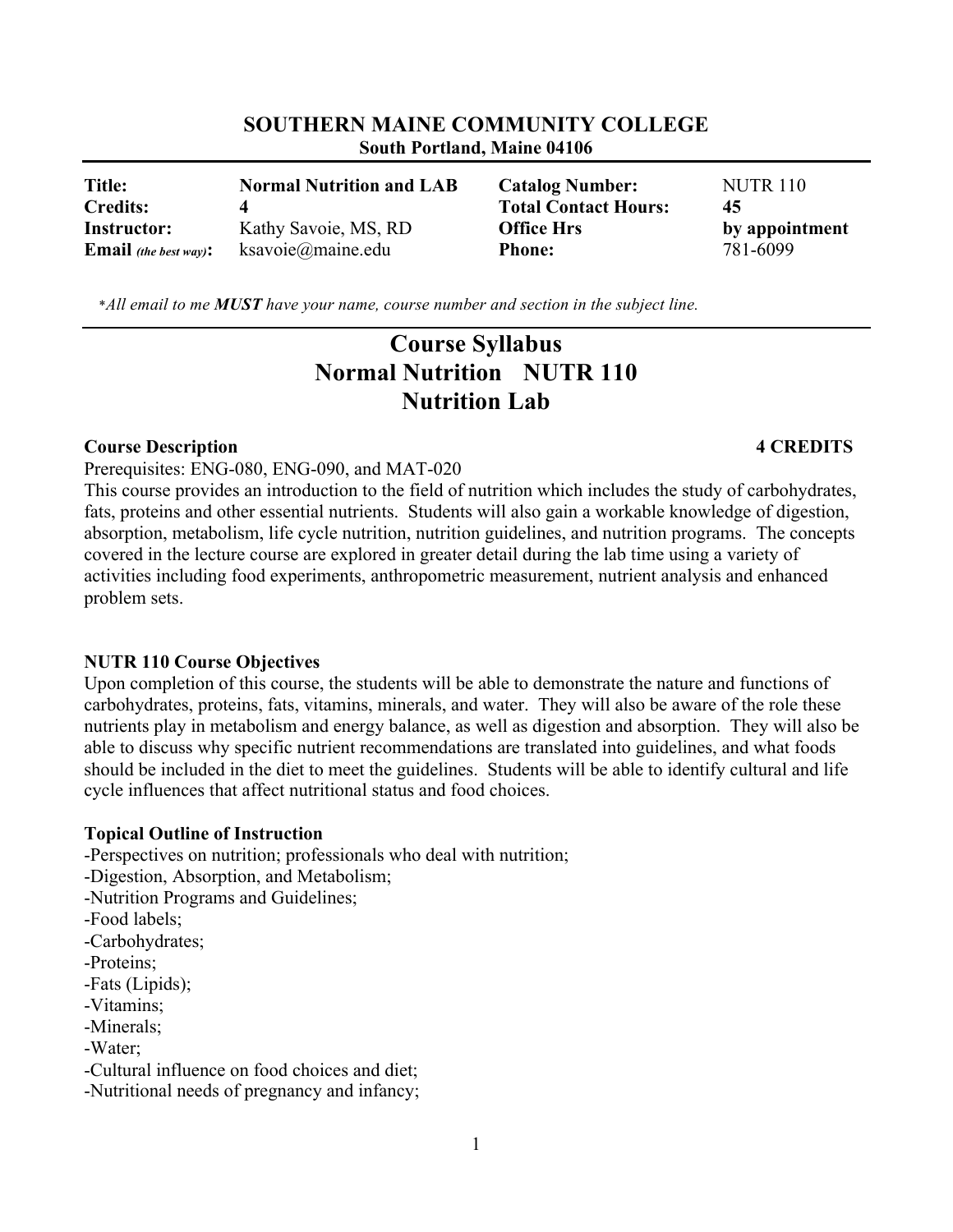**SOUTHERN MAINE COMMUNITY COLLEGE**
**South Portland, Maine 04106**

| | | | |
|---|---|---|---|
| **Title:** | **Normal Nutrition and LAB** | **Catalog Number:** | NUTR 110 |
| **Credits:** | **4** | **Total Contact Hours:** | **45** |
| **Instructor:** | Kathy Savoie, MS, RD | **Office Hrs** | **by appointment** |
| **Email** *(the best way)***:** | ksavoie@maine.edu | **Phone:** | 781-6099 |

*\*All email to me **MUST** have your name, course number and section in the subject line.*

# Course Syllabus
# Normal Nutrition NUTR 110
# Nutrition Lab

**Course Description** **4 CREDITS**

Prerequisites: ENG-080, ENG-090, and MAT-020
This course provides an introduction to the field of nutrition which includes the study of carbohydrates, fats, proteins and other essential nutrients. Students will also gain a workable knowledge of digestion, absorption, metabolism, life cycle nutrition, nutrition guidelines, and nutrition programs. The concepts covered in the lecture course are explored in greater detail during the lab time using a variety of activities including food experiments, anthropometric measurement, nutrient analysis and enhanced problem sets.

**NUTR 110 Course Objectives**

Upon completion of this course, the students will be able to demonstrate the nature and functions of carbohydrates, proteins, fats, vitamins, minerals, and water. They will also be aware of the role these nutrients play in metabolism and energy balance, as well as digestion and absorption. They will also be able to discuss why specific nutrient recommendations are translated into guidelines, and what foods should be included in the diet to meet the guidelines. Students will be able to identify cultural and life cycle influences that affect nutritional status and food choices.

**Topical Outline of Instruction**

-Perspectives on nutrition; professionals who deal with nutrition;
-Digestion, Absorption, and Metabolism;
-Nutrition Programs and Guidelines;
-Food labels;
-Carbohydrates;
-Proteins;
-Fats (Lipids);
-Vitamins;
-Minerals;
-Water;
-Cultural influence on food choices and diet;
-Nutritional needs of pregnancy and infancy;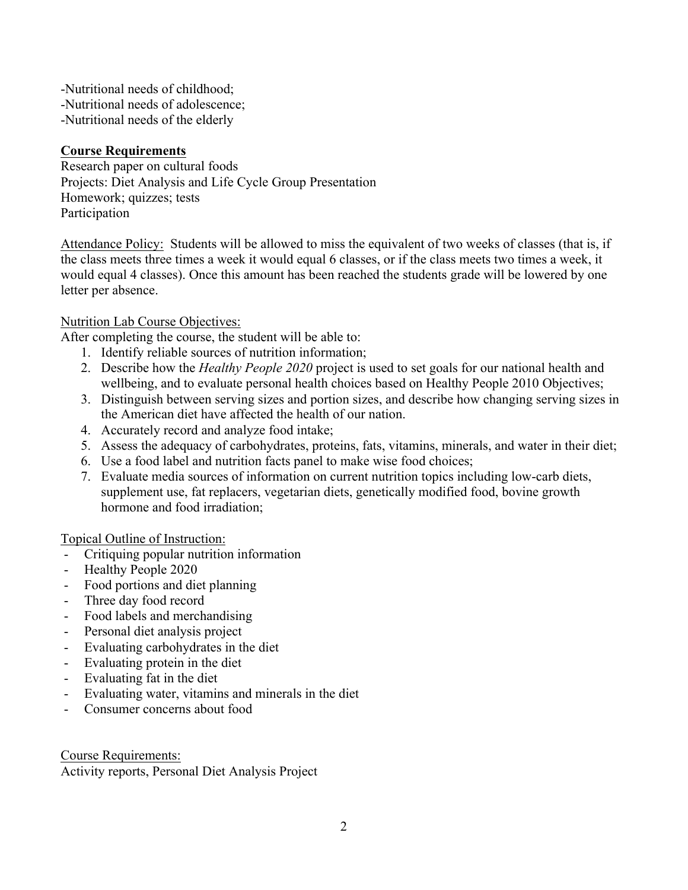-Nutritional needs of childhood;
-Nutritional needs of adolescence;
-Nutritional needs of the elderly

**Course Requirements**

Research paper on cultural foods
Projects: Diet Analysis and Life Cycle Group Presentation
Homework; quizzes; tests
Participation

Attendance Policy: Students will be allowed to miss the equivalent of two weeks of classes (that is, if the class meets three times a week it would equal 6 classes, or if the class meets two times a week, it would equal 4 classes). Once this amount has been reached the students grade will be lowered by one letter per absence.

Nutrition Lab Course Objectives:

After completing the course, the student will be able to:

1. Identify reliable sources of nutrition information;
2. Describe how the *Healthy People 2020* project is used to set goals for our national health and wellbeing, and to evaluate personal health choices based on Healthy People 2010 Objectives;
3. Distinguish between serving sizes and portion sizes, and describe how changing serving sizes in the American diet have affected the health of our nation.
4. Accurately record and analyze food intake;
5. Assess the adequacy of carbohydrates, proteins, fats, vitamins, minerals, and water in their diet;
6. Use a food label and nutrition facts panel to make wise food choices;
7. Evaluate media sources of information on current nutrition topics including low-carb diets, supplement use, fat replacers, vegetarian diets, genetically modified food, bovine growth hormone and food irradiation;

Topical Outline of Instruction:

- Critiquing popular nutrition information
- Healthy People 2020
- Food portions and diet planning
- Three day food record
- Food labels and merchandising
- Personal diet analysis project
- Evaluating carbohydrates in the diet
- Evaluating protein in the diet
- Evaluating fat in the diet
- Evaluating water, vitamins and minerals in the diet
- Consumer concerns about food

Course Requirements:

Activity reports, Personal Diet Analysis Project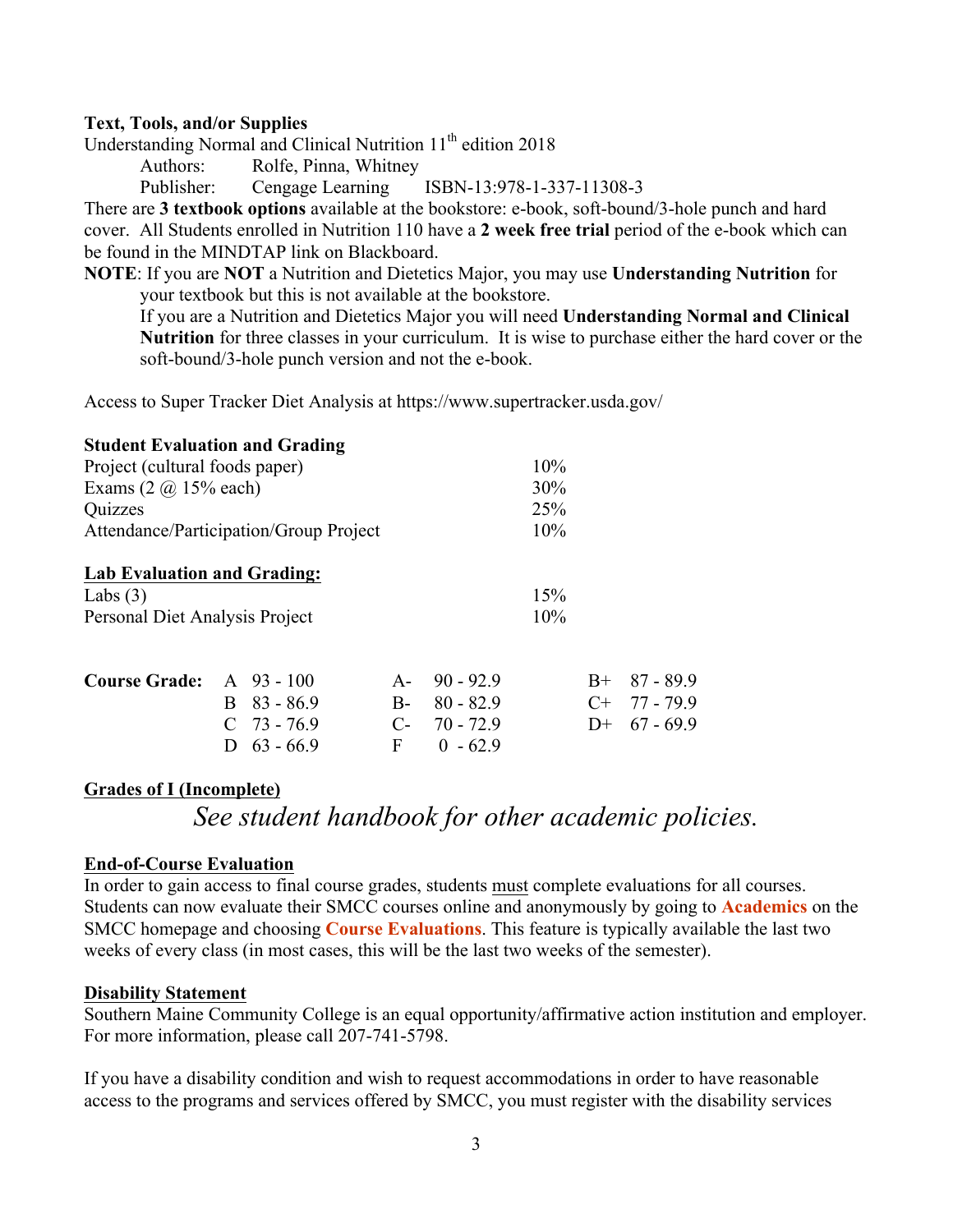**Text, Tools, and/or Supplies**

Understanding Normal and Clinical Nutrition 11th edition 2018

Authors: Rolfe, Pinna, Whitney

Publisher: Cengage Learning ISBN-13:978-1-337-11308-3

There are **3 textbook options** available at the bookstore: e-book, soft-bound/3-hole punch and hard cover. All Students enrolled in Nutrition 110 have a **2 week free trial** period of the e-book which can be found in the MINDTAP link on Blackboard.

**NOTE**: If you are **NOT** a Nutrition and Dietetics Major, you may use **Understanding Nutrition** for your textbook but this is not available at the bookstore.

If you are a Nutrition and Dietetics Major you will need **Understanding Normal and Clinical Nutrition** for three classes in your curriculum. It is wise to purchase either the hard cover or the soft-bound/3-hole punch version and not the e-book.

Access to Super Tracker Diet Analysis at https://www.supertracker.usda.gov/

**Student Evaluation and Grading**

| | |
|---|---|
| Project (cultural foods paper) | 10% |
| Exams (2 @ 15% each) | 30% |
| Quizzes | 25% |
| Attendance/Participation/Group Project | 10% |

**Lab Evaluation and Grading:**

| | |
|---|---|
| Labs (3) | 15% |
| Personal Diet Analysis Project | 10% |

**Course Grade:**

| | | | | | |
|---|---|---|---|---|---|
| A | 93 - 100 | A- | 90 - 92.9 | B+ | 87 - 89.9 |
| B | 83 - 86.9 | B- | 80 - 82.9 | C+ | 77 - 79.9 |
| C | 73 - 76.9 | C- | 70 - 72.9 | D+ | 67 - 69.9 |
| D | 63 - 66.9 | F | 0 - 62.9 | | |

**Grades of I (Incomplete)**

*See student handbook for other academic policies.*

**End-of-Course Evaluation**

In order to gain access to final course grades, students must complete evaluations for all courses. Students can now evaluate their SMCC courses online and anonymously by going to **Academics** on the SMCC homepage and choosing **Course Evaluations**. This feature is typically available the last two weeks of every class (in most cases, this will be the last two weeks of the semester).

**Disability Statement**

Southern Maine Community College is an equal opportunity/affirmative action institution and employer. For more information, please call 207-741-5798.

If you have a disability condition and wish to request accommodations in order to have reasonable access to the programs and services offered by SMCC, you must register with the disability services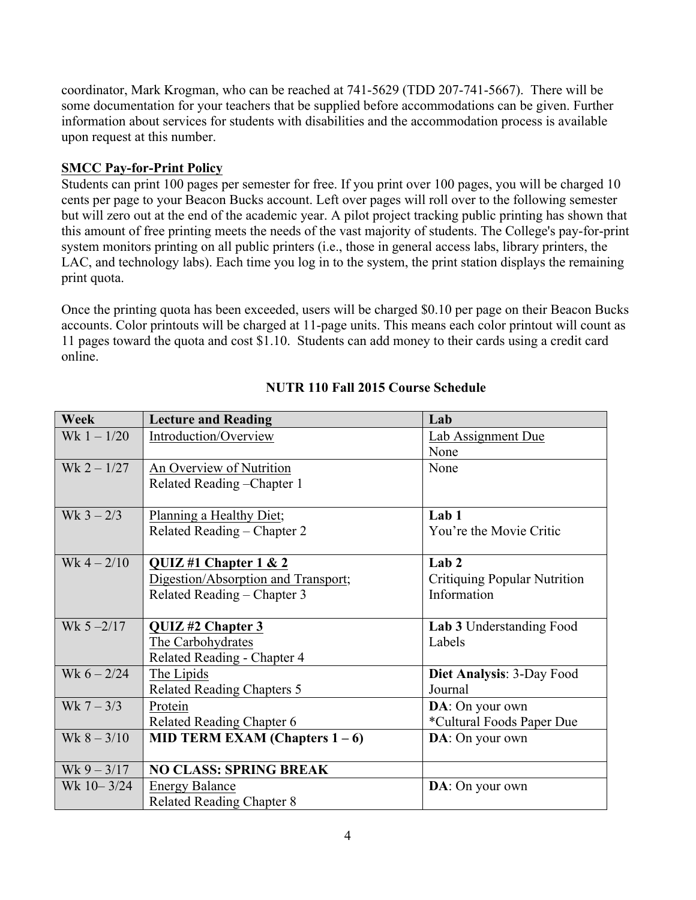coordinator, Mark Krogman, who can be reached at 741-5629 (TDD 207-741-5667). There will be some documentation for your teachers that be supplied before accommodations can be given. Further information about services for students with disabilities and the accommodation process is available upon request at this number.

**SMCC Pay-for-Print Policy**

Students can print 100 pages per semester for free. If you print over 100 pages, you will be charged 10 cents per page to your Beacon Bucks account. Left over pages will roll over to the following semester but will zero out at the end of the academic year. A pilot project tracking public printing has shown that this amount of free printing meets the needs of the vast majority of students. The College's pay-for-print system monitors printing on all public printers (i.e., those in general access labs, library printers, the LAC, and technology labs). Each time you log in to the system, the print station displays the remaining print quota.

Once the printing quota has been exceeded, users will be charged $0.10 per page on their Beacon Bucks accounts. Color printouts will be charged at 11-page units. This means each color printout will count as 11 pages toward the quota and cost $1.10. Students can add money to their cards using a credit card online.

## NUTR 110 Fall 2015 Course Schedule

| Week | Lecture and Reading | Lab |
|---|---|---|
| Wk 1 – 1/20 | Introduction/Overview | Lab Assignment Due<br>None |
| Wk 2 – 1/27 | An Overview of Nutrition<br>Related Reading –Chapter 1 | None |
| Wk 3 – 2/3 | Planning a Healthy Diet;<br>Related Reading – Chapter 2 | **Lab 1**<br>You're the Movie Critic |
| Wk 4 – 2/10 | **QUIZ #1 Chapter 1 & 2**<br>Digestion/Absorption and Transport;<br>Related Reading – Chapter 3 | **Lab 2**<br>Critiquing Popular Nutrition Information |
| Wk 5 –2/17 | **QUIZ #2 Chapter 3**<br>The Carbohydrates<br>Related Reading - Chapter 4 | **Lab 3** Understanding Food Labels |
| Wk 6 – 2/24 | The Lipids<br>Related Reading Chapters 5 | **Diet Analysis**: 3-Day Food Journal |
| Wk 7 – 3/3 | Protein<br>Related Reading Chapter 6 | **DA**: On your own<br>*Cultural Foods Paper Due |
| Wk 8 – 3/10 | **MID TERM EXAM (Chapters 1 – 6)** | **DA**: On your own |
| Wk 9 – 3/17 | **NO CLASS: SPRING BREAK** | |
| Wk 10– 3/24 | Energy Balance<br>Related Reading Chapter 8 | **DA**: On your own |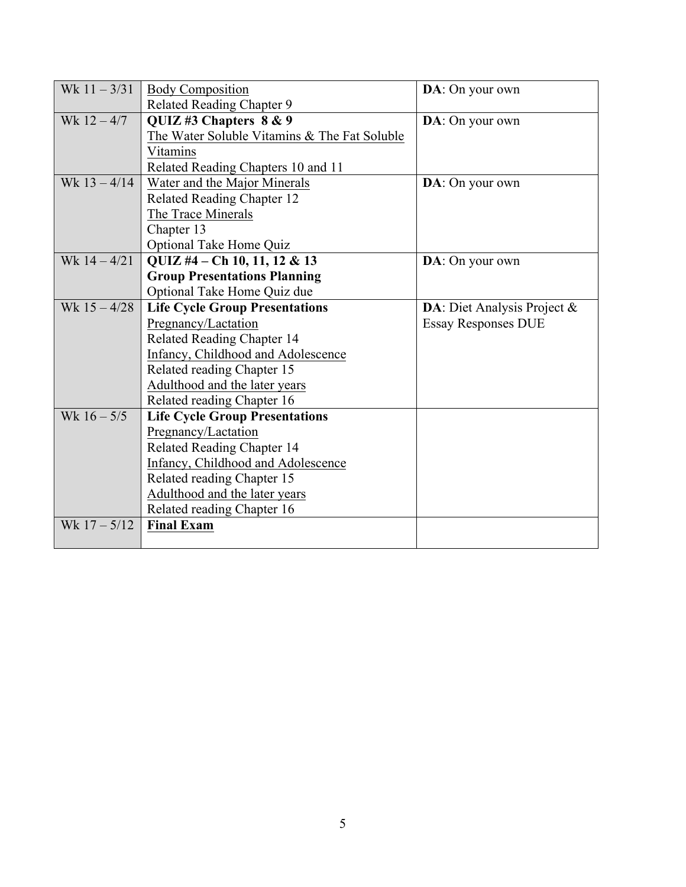| | | |
|---|---|---|
| Wk 11 – 3/31 | Body Composition<br>Related Reading Chapter 9 | **DA**: On your own |
| Wk 12 – 4/7 | **QUIZ #3 Chapters 8 & 9**<br>The Water Soluble Vitamins & The Fat Soluble Vitamins<br>Related Reading Chapters 10 and 11 | **DA**: On your own |
| Wk 13 – 4/14 | Water and the Major Minerals<br>Related Reading Chapter 12<br>The Trace Minerals<br>Chapter 13<br>Optional Take Home Quiz | **DA**: On your own |
| Wk 14 – 4/21 | **QUIZ #4 – Ch 10, 11, 12 & 13**<br>**Group Presentations Planning**<br>Optional Take Home Quiz due | **DA**: On your own |
| Wk 15 – 4/28 | **Life Cycle Group Presentations**<br>Pregnancy/Lactation<br>Related Reading Chapter 14<br>Infancy, Childhood and Adolescence<br>Related reading Chapter 15<br>Adulthood and the later years<br>Related reading Chapter 16 | **DA**: Diet Analysis Project & Essay Responses DUE |
| Wk 16 – 5/5 | **Life Cycle Group Presentations**<br>Pregnancy/Lactation<br>Related Reading Chapter 14<br>Infancy, Childhood and Adolescence<br>Related reading Chapter 15<br>Adulthood and the later years<br>Related reading Chapter 16 | |
| Wk 17 – 5/12 | **Final Exam** | |